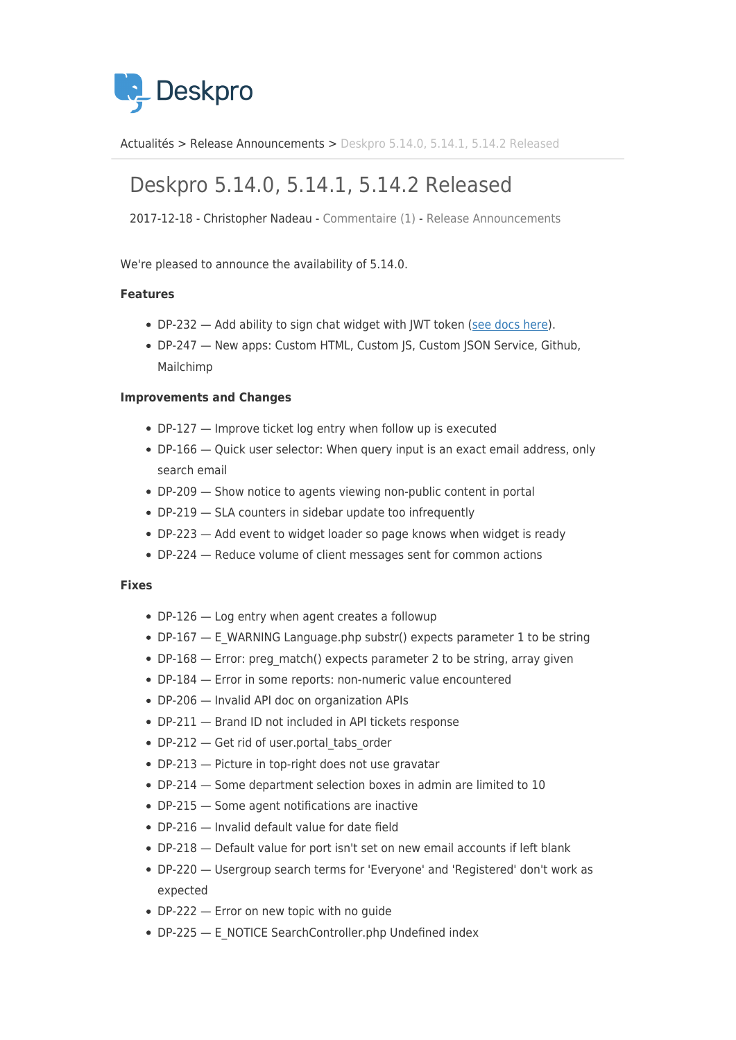Deskpro

Actualités > Release Announcements > Deskpro 5.14.0, 5.14.1, 5.14.2 Released

# Deskpro 5.14.0, 5.14.1, 5.14.2 Released

2017-12-18 - Christopher Nadeau - Commentaire (1) - Release Announcements

We're pleased to announce the availability of 5.14.0.

**Features**

- DP-232 — Add ability to sign chat widget with JWT token (see docs here).
- DP-247 — New apps: Custom HTML, Custom JS, Custom JSON Service, Github, Mailchimp

**Improvements and Changes**

- DP-127 — Improve ticket log entry when follow up is executed
- DP-166 — Quick user selector: When query input is an exact email address, only search email
- DP-209 — Show notice to agents viewing non-public content in portal
- DP-219 — SLA counters in sidebar update too infrequently
- DP-223 — Add event to widget loader so page knows when widget is ready
- DP-224 — Reduce volume of client messages sent for common actions

**Fixes**

- DP-126 — Log entry when agent creates a followup
- DP-167 — E_WARNING Language.php substr() expects parameter 1 to be string
- DP-168 — Error: preg_match() expects parameter 2 to be string, array given
- DP-184 — Error in some reports: non-numeric value encountered
- DP-206 — Invalid API doc on organization APIs
- DP-211 — Brand ID not included in API tickets response
- DP-212 — Get rid of user.portal_tabs_order
- DP-213 — Picture in top-right does not use gravatar
- DP-214 — Some department selection boxes in admin are limited to 10
- DP-215 — Some agent notifications are inactive
- DP-216 — Invalid default value for date field
- DP-218 — Default value for port isn't set on new email accounts if left blank
- DP-220 — Usergroup search terms for 'Everyone' and 'Registered' don't work as expected
- DP-222 — Error on new topic with no guide
- DP-225 — E_NOTICE SearchController.php Undefined index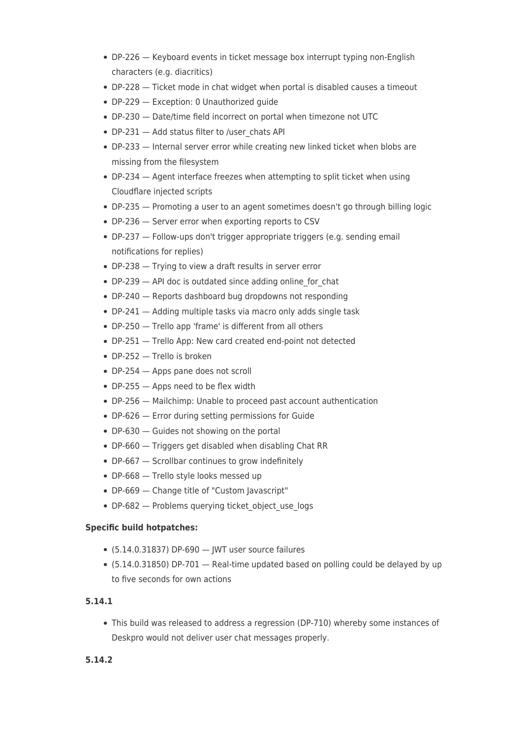- DP-226 — Keyboard events in ticket message box interrupt typing non-English characters (e.g. diacritics)
- DP-228 — Ticket mode in chat widget when portal is disabled causes a timeout
- DP-229 — Exception: 0 Unauthorized guide
- DP-230 — Date/time field incorrect on portal when timezone not UTC
- DP-231 — Add status filter to /user_chats API
- DP-233 — Internal server error while creating new linked ticket when blobs are missing from the filesystem
- DP-234 — Agent interface freezes when attempting to split ticket when using Cloudflare injected scripts
- DP-235 — Promoting a user to an agent sometimes doesn't go through billing logic
- DP-236 — Server error when exporting reports to CSV
- DP-237 — Follow-ups don't trigger appropriate triggers (e.g. sending email notifications for replies)
- DP-238 — Trying to view a draft results in server error
- DP-239 — API doc is outdated since adding online_for_chat
- DP-240 — Reports dashboard bug dropdowns not responding
- DP-241 — Adding multiple tasks via macro only adds single task
- DP-250 — Trello app 'frame' is different from all others
- DP-251 — Trello App: New card created end-point not detected
- DP-252 — Trello is broken
- DP-254 — Apps pane does not scroll
- DP-255 — Apps need to be flex width
- DP-256 — Mailchimp: Unable to proceed past account authentication
- DP-626 — Error during setting permissions for Guide
- DP-630 — Guides not showing on the portal
- DP-660 — Triggers get disabled when disabling Chat RR
- DP-667 — Scrollbar continues to grow indefinitely
- DP-668 — Trello style looks messed up
- DP-669 — Change title of "Custom Javascript"
- DP-682 — Problems querying ticket_object_use_logs

**Specific build hotpatches:**

- (5.14.0.31837) DP-690 — JWT user source failures
- (5.14.0.31850) DP-701 — Real-time updated based on polling could be delayed by up to five seconds for own actions

**5.14.1**

- This build was released to address a regression (DP-710) whereby some instances of Deskpro would not deliver user chat messages properly.

**5.14.2**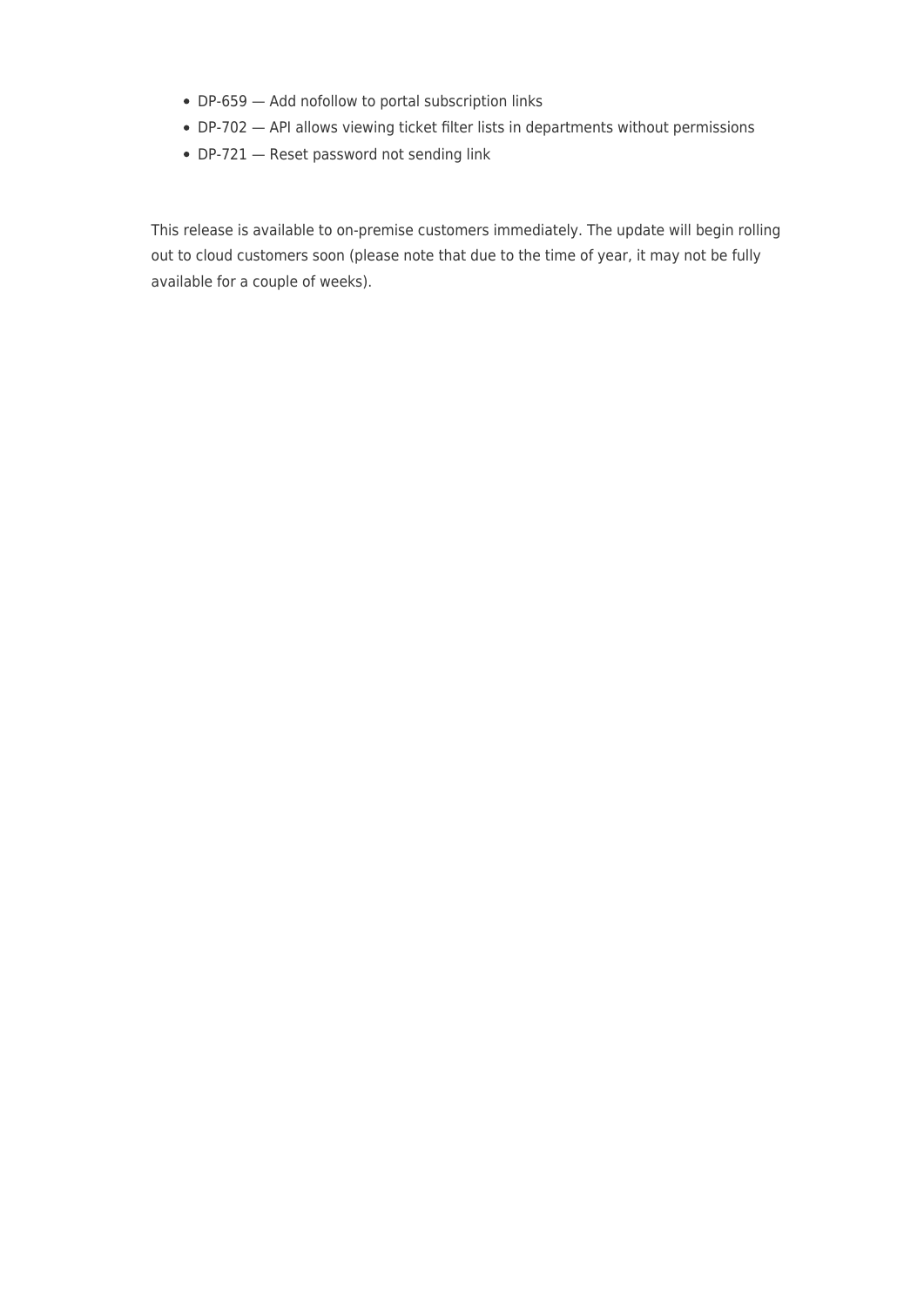- DP-659 — Add nofollow to portal subscription links
- DP-702 — API allows viewing ticket filter lists in departments without permissions
- DP-721 — Reset password not sending link

This release is available to on-premise customers immediately. The update will begin rolling out to cloud customers soon (please note that due to the time of year, it may not be fully available for a couple of weeks).